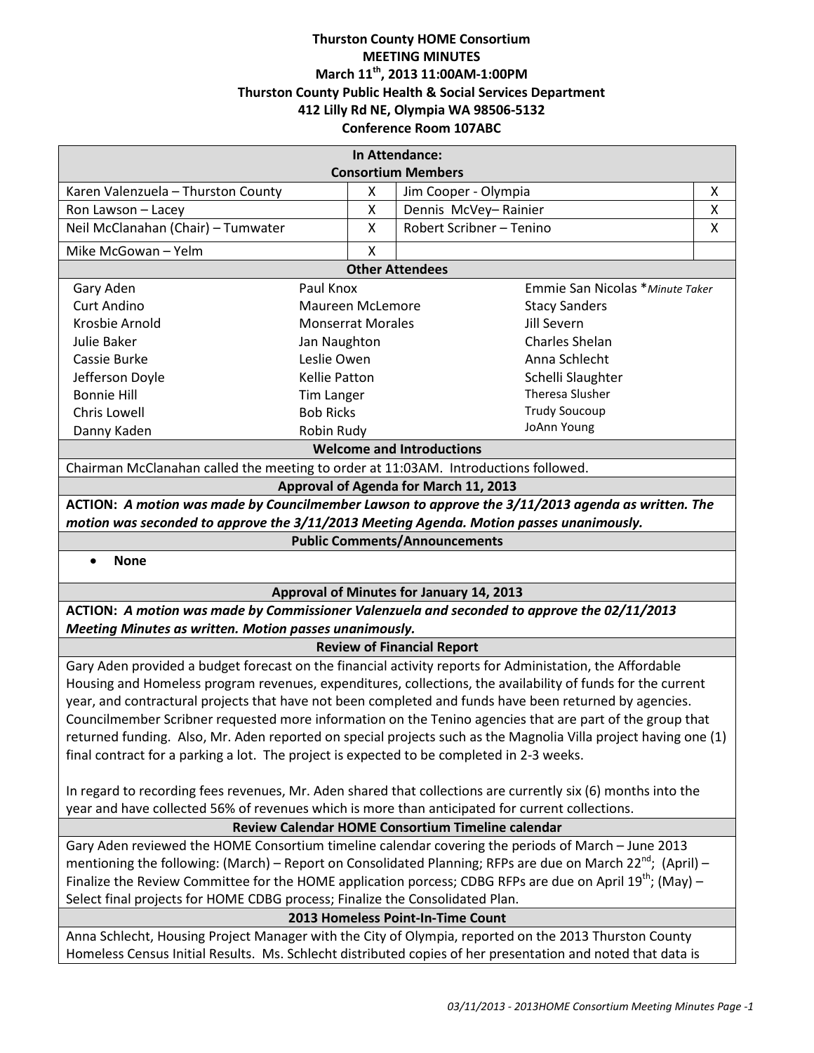# Thurston County HOME Consortium
## MEETING MINUTES
### March 11th, 2013 11:00AM-1:00PM
### Thurston County Public Health & Social Services Department
### 412 Lilly Rd NE, Olympia WA 98506-5132
### Conference Room 107ABC

| In Attendance: Consortium Members | | | |
|---|---|---|---|
| Karen Valenzuela – Thurston County | X | Jim Cooper - Olympia | X |
| Ron Lawson – Lacey | X | Dennis McVey– Rainier | X |
| Neil McClanahan (Chair) – Tumwater | X | Robert Scribner – Tenino | X |
| Mike McGowan – Yelm | X | | |

**Other Attendees**

| | | |
|---|---|---|
| Gary Aden | Paul Knox | Emmie San Nicolas **Minute Taker* |
| Curt Andino | Maureen McLemore | Stacy Sanders |
| Krosbie Arnold | Monserrat Morales | Jill Severn |
| Julie Baker | Jan Naughton | Charles Shelan |
| Cassie Burke | Leslie Owen | Anna Schlecht |
| Jefferson Doyle | Kellie Patton | Schelli Slaughter |
| Bonnie Hill | Tim Langer | Theresa Slusher |
| Chris Lowell | Bob Ricks | Trudy Soucoup |
| Danny Kaden | Robin Rudy | JoAnn Young |

**Welcome and Introductions**

Chairman McClanahan called the meeting to order at 11:03AM. Introductions followed.

**Approval of Agenda for March 11, 2013**

**ACTION:** ***A motion was made by Councilmember Lawson to approve the 3/11/2013 agenda as written. The motion was seconded to approve the 3/11/2013 Meeting Agenda. Motion passes unanimously.***

**Public Comments/Announcements**

- **None**

**Approval of Minutes for January 14, 2013**

**ACTION:** ***A motion was made by Commissioner Valenzuela and seconded to approve the 02/11/2013 Meeting Minutes as written. Motion passes unanimously.***

**Review of Financial Report**

Gary Aden provided a budget forecast on the financial activity reports for Administation, the Affordable Housing and Homeless program revenues, expenditures, collections, the availability of funds for the current year, and contractural projects that have not been completed and funds have been returned by agencies. Councilmember Scribner requested more information on the Tenino agencies that are part of the group that returned funding. Also, Mr. Aden reported on special projects such as the Magnolia Villa project having one (1) final contract for a parking a lot. The project is expected to be completed in 2-3 weeks.

In regard to recording fees revenues, Mr. Aden shared that collections are currently six (6) months into the year and have collected 56% of revenues which is more than anticipated for current collections.

**Review Calendar HOME Consortium Timeline calendar**

Gary Aden reviewed the HOME Consortium timeline calendar covering the periods of March – June 2013 mentioning the following: (March) – Report on Consolidated Planning; RFPs are due on March 22nd; (April) – Finalize the Review Committee for the HOME application porcess; CDBG RFPs are due on April 19th; (May) – Select final projects for HOME CDBG process; Finalize the Consolidated Plan.

**2013 Homeless Point-In-Time Count**

Anna Schlecht, Housing Project Manager with the City of Olympia, reported on the 2013 Thurston County Homeless Census Initial Results. Ms. Schlecht distributed copies of her presentation and noted that data is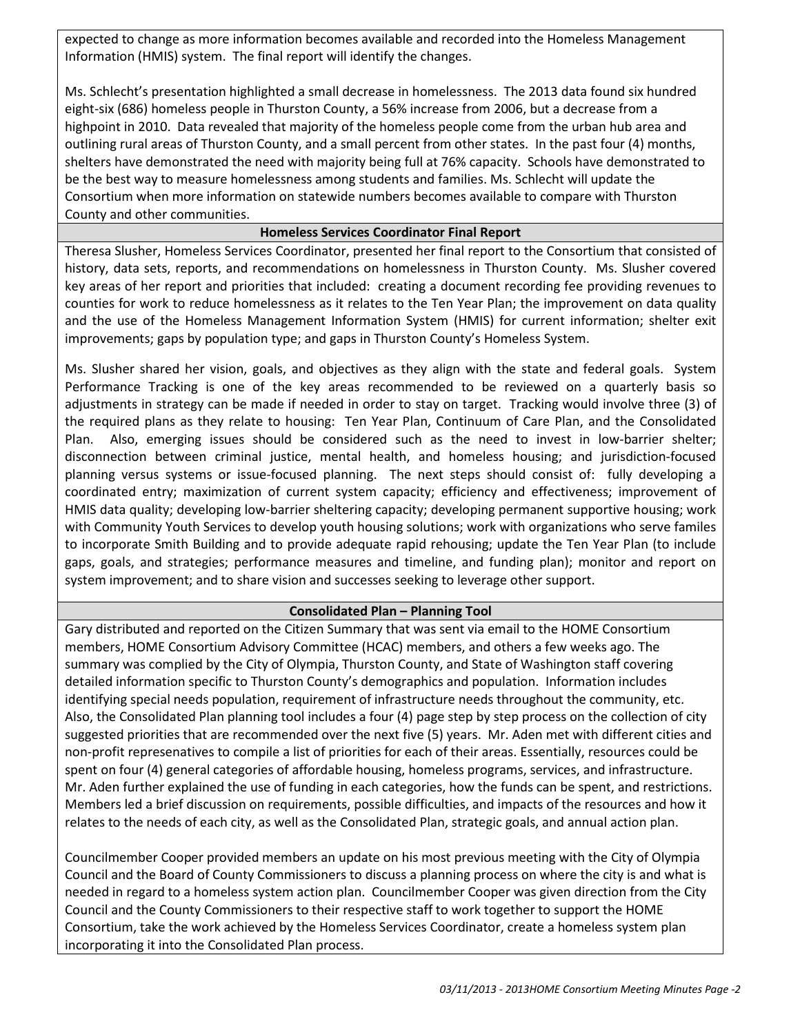expected to change as more information becomes available and recorded into the Homeless Management Information (HMIS) system. The final report will identify the changes.

Ms. Schlecht's presentation highlighted a small decrease in homelessness. The 2013 data found six hundred eight-six (686) homeless people in Thurston County, a 56% increase from 2006, but a decrease from a highpoint in 2010. Data revealed that majority of the homeless people come from the urban hub area and outlining rural areas of Thurston County, and a small percent from other states. In the past four (4) months, shelters have demonstrated the need with majority being full at 76% capacity. Schools have demonstrated to be the best way to measure homelessness among students and families. Ms. Schlecht will update the Consortium when more information on statewide numbers becomes available to compare with Thurston County and other communities.

**Homeless Services Coordinator Final Report**

Theresa Slusher, Homeless Services Coordinator, presented her final report to the Consortium that consisted of history, data sets, reports, and recommendations on homelessness in Thurston County. Ms. Slusher covered key areas of her report and priorities that included: creating a document recording fee providing revenues to counties for work to reduce homelessness as it relates to the Ten Year Plan; the improvement on data quality and the use of the Homeless Management Information System (HMIS) for current information; shelter exit improvements; gaps by population type; and gaps in Thurston County's Homeless System.

Ms. Slusher shared her vision, goals, and objectives as they align with the state and federal goals. System Performance Tracking is one of the key areas recommended to be reviewed on a quarterly basis so adjustments in strategy can be made if needed in order to stay on target. Tracking would involve three (3) of the required plans as they relate to housing: Ten Year Plan, Continuum of Care Plan, and the Consolidated Plan. Also, emerging issues should be considered such as the need to invest in low-barrier shelter; disconnection between criminal justice, mental health, and homeless housing; and jurisdiction-focused planning versus systems or issue-focused planning. The next steps should consist of: fully developing a coordinated entry; maximization of current system capacity; efficiency and effectiveness; improvement of HMIS data quality; developing low-barrier sheltering capacity; developing permanent supportive housing; work with Community Youth Services to develop youth housing solutions; work with organizations who serve familes to incorporate Smith Building and to provide adequate rapid rehousing; update the Ten Year Plan (to include gaps, goals, and strategies; performance measures and timeline, and funding plan); monitor and report on system improvement; and to share vision and successes seeking to leverage other support.

**Consolidated Plan – Planning Tool**

Gary distributed and reported on the Citizen Summary that was sent via email to the HOME Consortium members, HOME Consortium Advisory Committee (HCAC) members, and others a few weeks ago. The summary was complied by the City of Olympia, Thurston County, and State of Washington staff covering detailed information specific to Thurston County's demographics and population. Information includes identifying special needs population, requirement of infrastructure needs throughout the community, etc. Also, the Consolidated Plan planning tool includes a four (4) page step by step process on the collection of city suggested priorities that are recommended over the next five (5) years. Mr. Aden met with different cities and non-profit represenatives to compile a list of priorities for each of their areas. Essentially, resources could be spent on four (4) general categories of affordable housing, homeless programs, services, and infrastructure. Mr. Aden further explained the use of funding in each categories, how the funds can be spent, and restrictions. Members led a brief discussion on requirements, possible difficulties, and impacts of the resources and how it relates to the needs of each city, as well as the Consolidated Plan, strategic goals, and annual action plan.

Councilmember Cooper provided members an update on his most previous meeting with the City of Olympia Council and the Board of County Commissioners to discuss a planning process on where the city is and what is needed in regard to a homeless system action plan. Councilmember Cooper was given direction from the City Council and the County Commissioners to their respective staff to work together to support the HOME Consortium, take the work achieved by the Homeless Services Coordinator, create a homeless system plan incorporating it into the Consolidated Plan process.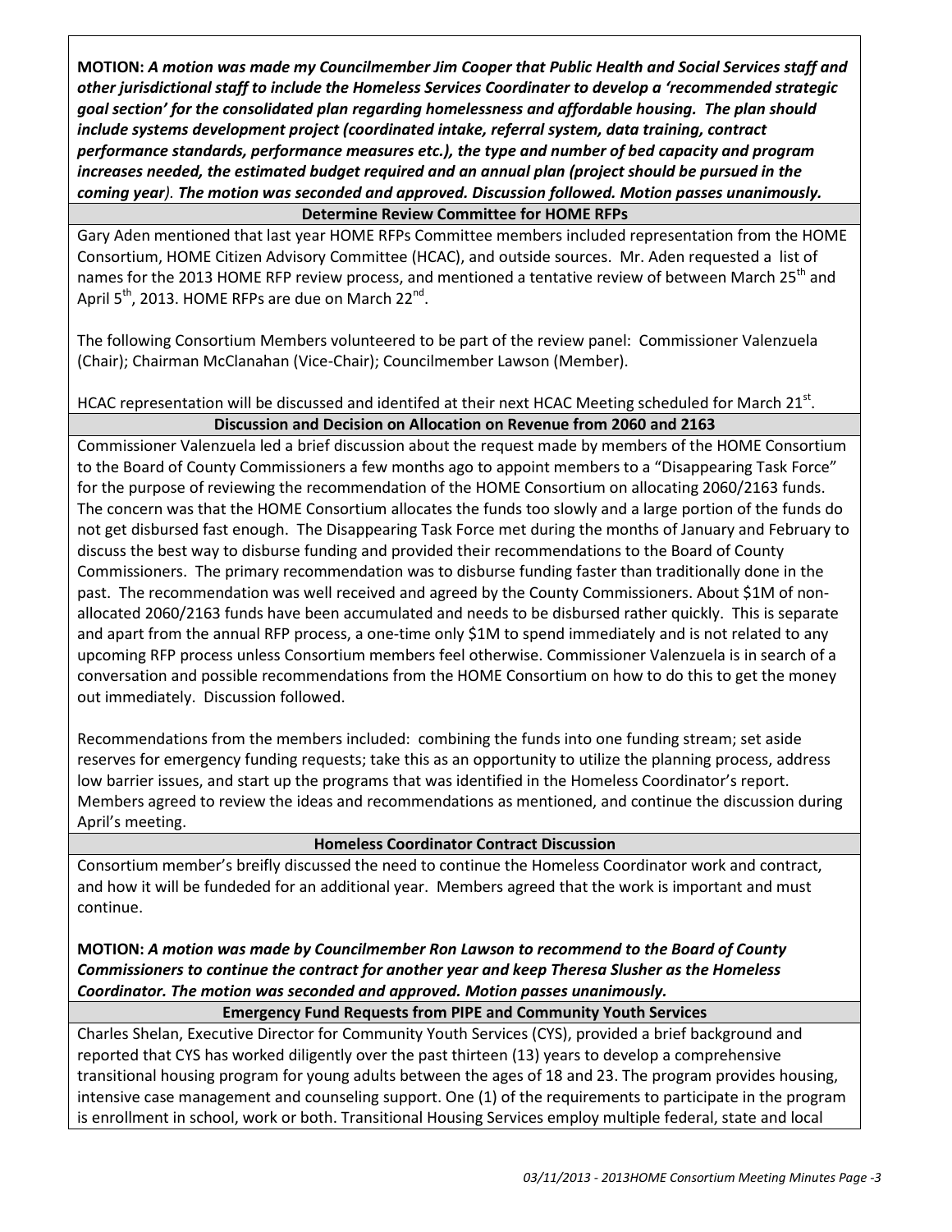**MOTION:** ***A motion was made my Councilmember Jim Cooper that Public Health and Social Services staff and other jurisdictional staff to include the Homeless Services Coordinater to develop a 'recommended strategic goal section' for the consolidated plan regarding homelessness and affordable housing. The plan should include systems development project (coordinated intake, referral system, data training, contract performance standards, performance measures etc.), the type and number of bed capacity and program increases needed, the estimated budget required and an annual plan (project should be pursued in the coming year). The motion was seconded and approved. Discussion followed. Motion passes unanimously.***

### Determine Review Committee for HOME RFPs

Gary Aden mentioned that last year HOME RFPs Committee members included representation from the HOME Consortium, HOME Citizen Advisory Committee (HCAC), and outside sources. Mr. Aden requested a list of names for the 2013 HOME RFP review process, and mentioned a tentative review of between March 25th and April 5th, 2013. HOME RFPs are due on March 22nd.

The following Consortium Members volunteered to be part of the review panel: Commissioner Valenzuela (Chair); Chairman McClanahan (Vice-Chair); Councilmember Lawson (Member).

HCAC representation will be discussed and identifed at their next HCAC Meeting scheduled for March 21st.

### Discussion and Decision on Allocation on Revenue from 2060 and 2163

Commissioner Valenzuela led a brief discussion about the request made by members of the HOME Consortium to the Board of County Commissioners a few months ago to appoint members to a "Disappearing Task Force" for the purpose of reviewing the recommendation of the HOME Consortium on allocating 2060/2163 funds. The concern was that the HOME Consortium allocates the funds too slowly and a large portion of the funds do not get disbursed fast enough. The Disappearing Task Force met during the months of January and February to discuss the best way to disburse funding and provided their recommendations to the Board of County Commissioners. The primary recommendation was to disburse funding faster than traditionally done in the past. The recommendation was well received and agreed by the County Commissioners. About $1M of non-allocated 2060/2163 funds have been accumulated and needs to be disbursed rather quickly. This is separate and apart from the annual RFP process, a one-time only $1M to spend immediately and is not related to any upcoming RFP process unless Consortium members feel otherwise. Commissioner Valenzuela is in search of a conversation and possible recommendations from the HOME Consortium on how to do this to get the money out immediately. Discussion followed.

Recommendations from the members included: combining the funds into one funding stream; set aside reserves for emergency funding requests; take this as an opportunity to utilize the planning process, address low barrier issues, and start up the programs that was identified in the Homeless Coordinator's report. Members agreed to review the ideas and recommendations as mentioned, and continue the discussion during April's meeting.

### Homeless Coordinator Contract Discussion

Consortium member's breifly discussed the need to continue the Homeless Coordinator work and contract, and how it will be fundeded for an additional year. Members agreed that the work is important and must continue.

**MOTION:** ***A motion was made by Councilmember Ron Lawson to recommend to the Board of County Commissioners to continue the contract for another year and keep Theresa Slusher as the Homeless Coordinator. The motion was seconded and approved. Motion passes unanimously.***

### Emergency Fund Requests from PIPE and Community Youth Services

Charles Shelan, Executive Director for Community Youth Services (CYS), provided a brief background and reported that CYS has worked diligently over the past thirteen (13) years to develop a comprehensive transitional housing program for young adults between the ages of 18 and 23. The program provides housing, intensive case management and counseling support. One (1) of the requirements to participate in the program is enrollment in school, work or both. Transitional Housing Services employ multiple federal, state and local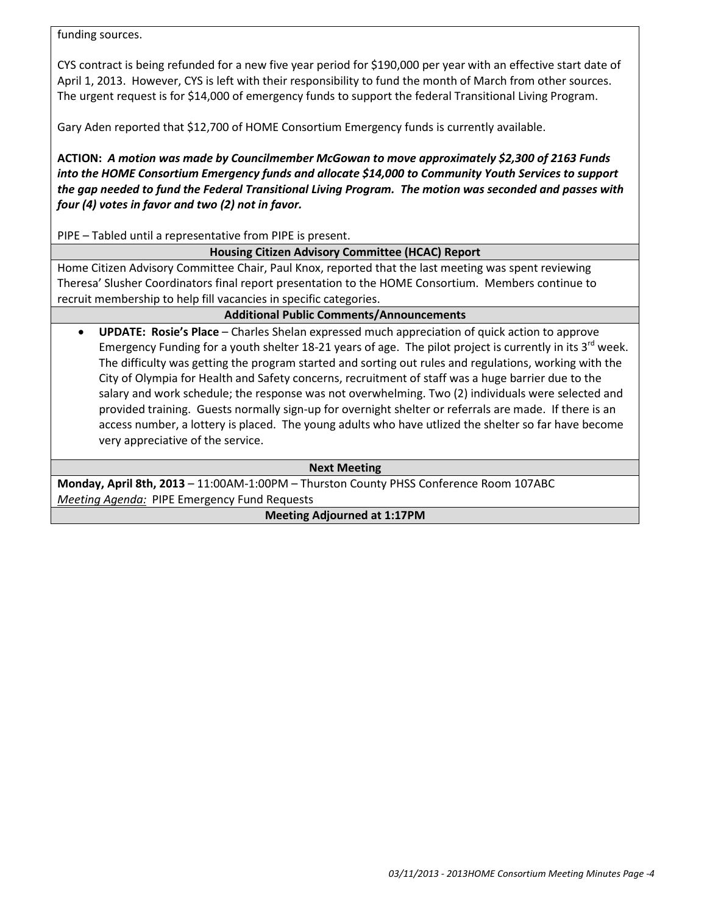funding sources.

CYS contract is being refunded for a new five year period for $190,000 per year with an effective start date of April 1, 2013. However, CYS is left with their responsibility to fund the month of March from other sources. The urgent request is for $14,000 of emergency funds to support the federal Transitional Living Program.

Gary Aden reported that $12,700 of HOME Consortium Emergency funds is currently available.

**ACTION:** ***A motion was made by Councilmember McGowan to move approximately $2,300 of 2163 Funds into the HOME Consortium Emergency funds and allocate $14,000 to Community Youth Services to support the gap needed to fund the Federal Transitional Living Program. The motion was seconded and passes with four (4) votes in favor and two (2) not in favor.***

PIPE – Tabled until a representative from PIPE is present.

**Housing Citizen Advisory Committee (HCAC) Report**

Home Citizen Advisory Committee Chair, Paul Knox, reported that the last meeting was spent reviewing Theresa' Slusher Coordinators final report presentation to the HOME Consortium. Members continue to recruit membership to help fill vacancies in specific categories.

**Additional Public Comments/Announcements**

- **UPDATE: Rosie's Place** – Charles Shelan expressed much appreciation of quick action to approve Emergency Funding for a youth shelter 18-21 years of age. The pilot project is currently in its 3rd week. The difficulty was getting the program started and sorting out rules and regulations, working with the City of Olympia for Health and Safety concerns, recruitment of staff was a huge barrier due to the salary and work schedule; the response was not overwhelming. Two (2) individuals were selected and provided training. Guests normally sign-up for overnight shelter or referrals are made. If there is an access number, a lottery is placed. The young adults who have utlized the shelter so far have become very appreciative of the service.

**Next Meeting**

**Monday, April 8th, 2013** – 11:00AM-1:00PM – Thurston County PHSS Conference Room 107ABC
*Meeting Agenda:* PIPE Emergency Fund Requests

**Meeting Adjourned at 1:17PM**